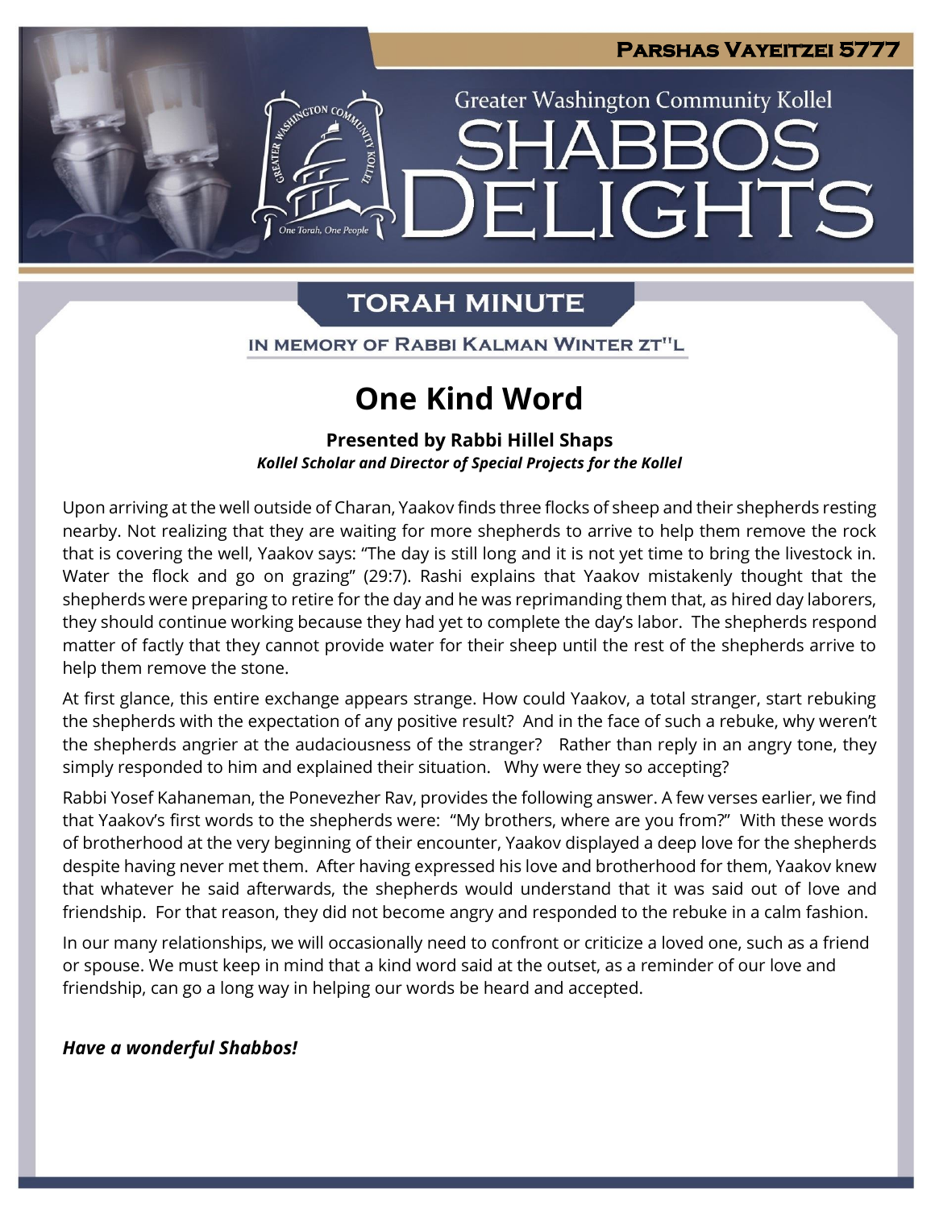**Parshas Vayeitzei 5777**

Greater Washington Community Kollel

# Shabbos Delights

## Torah Minute

In Memory of Rabbi Kalman Winter zt"l

# One Kind Word

**Presented by Rabbi Hillel Shaps**
***Kollel Scholar and Director of Special Projects for the Kollel***

Upon arriving at the well outside of Charan, Yaakov finds three flocks of sheep and their shepherds resting nearby. Not realizing that they are waiting for more shepherds to arrive to help them remove the rock that is covering the well, Yaakov says: "The day is still long and it is not yet time to bring the livestock in. Water the flock and go on grazing" (29:7). Rashi explains that Yaakov mistakenly thought that the shepherds were preparing to retire for the day and he was reprimanding them that, as hired day laborers, they should continue working because they had yet to complete the day's labor. The shepherds respond matter of factly that they cannot provide water for their sheep until the rest of the shepherds arrive to help them remove the stone.

At first glance, this entire exchange appears strange. How could Yaakov, a total stranger, start rebuking the shepherds with the expectation of any positive result? And in the face of such a rebuke, why weren't the shepherds angrier at the audaciousness of the stranger? Rather than reply in an angry tone, they simply responded to him and explained their situation. Why were they so accepting?

Rabbi Yosef Kahaneman, the Ponevezher Rav, provides the following answer. A few verses earlier, we find that Yaakov's first words to the shepherds were: "My brothers, where are you from?" With these words of brotherhood at the very beginning of their encounter, Yaakov displayed a deep love for the shepherds despite having never met them. After having expressed his love and brotherhood for them, Yaakov knew that whatever he said afterwards, the shepherds would understand that it was said out of love and friendship. For that reason, they did not become angry and responded to the rebuke in a calm fashion.

In our many relationships, we will occasionally need to confront or criticize a loved one, such as a friend or spouse. We must keep in mind that a kind word said at the outset, as a reminder of our love and friendship, can go a long way in helping our words be heard and accepted.

***Have a wonderful Shabbos!***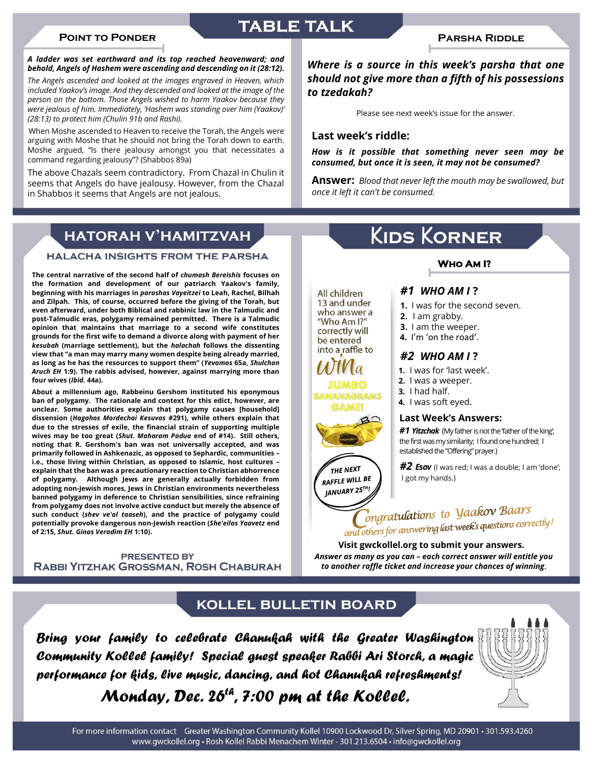# TABLE TALK

## Point to Ponder

***A ladder was set earthward and its top reached heavenward; and behold, Angels of Hashem were ascending and descending on it (28:12).***

*The Angels ascended and looked at the images engraved in Heaven, which included Yaakov's image. And they descended and looked at the image of the person on the bottom. Those Angels wished to harm Yaakov because they were jealous of him. Immediately, 'Hashem was standing over him (Yaakov)' (28:13) to protect him (Chulin 91b and Rashi).*

When Moshe ascended to Heaven to receive the Torah, the Angels were arguing with Moshe that he should not bring the Torah down to earth. Moshe argued, "Is there jealousy amongst you that necessitates a command regarding jealousy"? (Shabbos 89a)

The above Chazals seem contradictory. From Chazal in Chulin it seems that Angels do have jealousy. However, from the Chazal in Shabbos it seems that Angels are not jealous.

## Parsha Riddle

***Where is a source in this week's parsha that one should not give more than a fifth of his possessions to tzedakah?***

Please see next week's issue for the answer.

**Last week's riddle:**

***How is it possible that something never seen may be consumed, but once it is seen, it may not be consumed?***

**Answer:** *Blood that never left the mouth may be swallowed, but once it left it can't be consumed.*

# HATORAH V'HAMITZVAH

## HALACHA INSIGHTS FROM THE PARSHA

**The central narrative of the second half of *chumash Bereishis* focuses on the formation and development of our patriarch Yaakov's family, beginning with his marriages in *parashas Vayeitzei* to Leah, Rachel, Bilhah and Zilpah. This, of course, occurred before the giving of the Torah, but even afterward, under both Biblical and rabbinic law in the Talmudic and post-Talmudic eras, polygamy remained permitted. There is a Talmudic opinion that maintains that marriage to a second wife constitutes grounds for the first wife to demand a divorce along with payment of her *kesubah* (marriage settlement), but the *halachah* follows the dissenting view that "a man may marry many women despite being already married, as long as he has the resources to support them" (*Yevamos* 65a, *Shulchan Aruch EH* 1:9). The rabbis advised, however, against marrying more than four wives (*Ibid.* 44a).**

**About a millennium ago, Rabbeinu Gershom instituted his eponymous ban of polygamy. The rationale and context for this edict, however, are unclear. Some authorities explain that polygamy causes [household] dissension (*Hagahos Mordechai Kesuvos* #291), while others explain that due to the stresses of exile, the financial strain of supporting multiple wives may be too great (*Shut. Maharam Padua* end of #14). Still others, noting that R. Gershom's ban was not universally accepted, and was primarily followed in Ashkenazic, as opposed to Sephardic, communities – i.e., those living within Christian, as opposed to Islamic, host cultures – explain that the ban was a precautionary reaction to Christian abhorrence of polygamy. Although Jews are generally actually forbidden from adopting non-Jewish mores, Jews in Christian environments nevertheless banned polygamy in deference to Christian sensibilities, since refraining from polygamy does not involve active conduct but merely the absence of such conduct (*shev ve'al taaseh*), and the practice of polygamy could potentially provoke dangerous non-Jewish reaction (*She'eilas Yaavetz* end of 2:15, *Shut. Ginas Veradim EH* 1:10).**

PRESENTED BY
RABBI YITZHAK GROSSMAN, ROSH CHABURAH

# Kids Korner

## Who Am I?

All children 13 and under who answer a "Who Am I?" correctly will be entered into a raffle to win a JUMBO BANANAGRAMS GAME!

THE NEXT RAFFLE WILL BE JANUARY 25TH!

**#1 WHO AM I ?**

1. I was for the second seven.
2. I am grabby.
3. I am the weeper.
4. I'm 'on the road'.

**#2 WHO AM I ?**

1. I was for 'last week'.
2. I was a weeper.
3. I had half.
4. I was soft eyed.

**Last Week's Answers:**

***#1 Yitzchak*** (My father is not the 'father of the king'; the first was my similarity; I found one hundred; I established the "Offering" prayer.)

***#2 Esav*** (I was red; I was a double; I am 'done'; I got my hands.)

*Congratulations to Yaakov Baars and others for answering last week's questions correctly!*

**Visit gwckollel.org to submit your answers.**

***Answer as many as you can – each correct answer will entitle you to another raffle ticket and increase your chances of winning.***

# KOLLEL BULLETIN BOARD

*Bring your family to celebrate Chanukah with the Greater Washington Community Kollel family! Special guest speaker Rabbi Ari Storch, a magic performance for kids, live music, dancing, and hot Chanukah refreshments!*

***Monday, Dec. 26th, 7:00 pm at the Kollel.***

For more information contact: Greater Washington Community Kollel 10900 Lockwood Dr, Silver Spring, MD 20901 • 301.593.4260
www.gwckollel.org • Rosh Kollel Rabbi Menachem Winter - 301.213.6504 • info@gwckollel.org